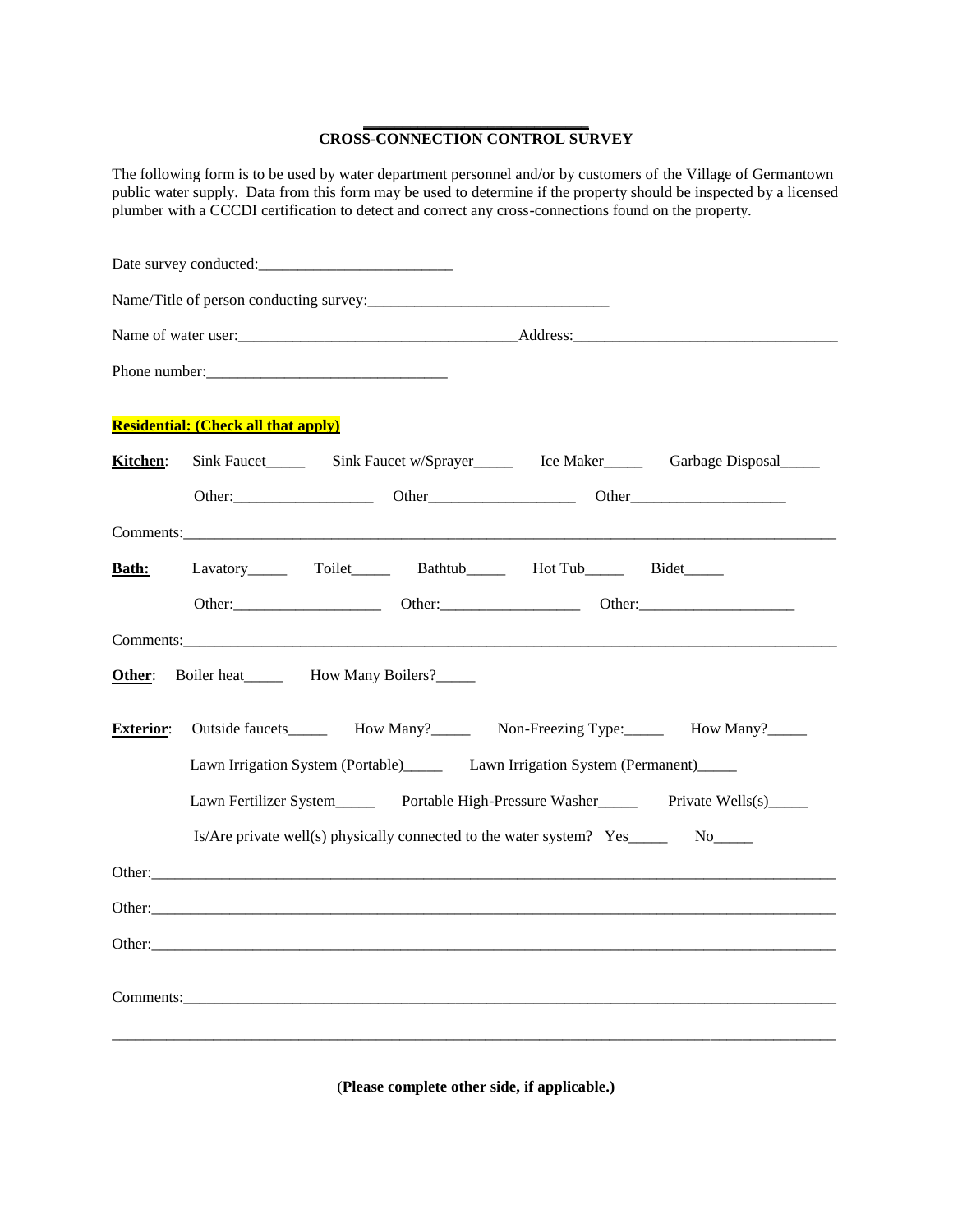## CROSS-CONNECTION CONTROL SURVEY

The following form is to be used by water department personnel and/or by customers of the Village of Germantown public water supply. Data from this form may be used to determine if the property should be inspected by a licensed plumber with a CCCDI certification to detect and correct any cross-connections found on the property.

Date survey conducted:_________________________

Name/Title of person conducting survey:_______________________________

Name of water user:___________________________________Address:__________________________________

Phone number:_______________________________

**Residential: (Check all that apply)**

**Kitchen**: Sink Faucet_____ Sink Faucet w/Sprayer_____ Ice Maker_____ Garbage Disposal_____

Other:__________________ Other___________________ Other____________________

Comments:_____________________________________________________________________________________

**Bath:** Lavatory_____ Toilet_____ Bathtub_____ Hot Tub_____ Bidet_____

Other:___________________ Other:__________________ Other:____________________

Comments:_____________________________________________________________________________________

**Other**: Boiler heat_____ How Many Boilers?_____

**Exterior**: Outside faucets_____ How Many?_____ Non-Freezing Type:_____ How Many?_____

Lawn Irrigation System (Portable)_____ Lawn Irrigation System (Permanent)_____

Lawn Fertilizer System_____ Portable High-Pressure Washer_____ Private Wells(s)_____

Is/Are private well(s) physically connected to the water system? Yes_____ No_____

Other:_________________________________________________________________________________________

Other:_________________________________________________________________________________________

Other:_________________________________________________________________________________________

Comments:_____________________________________________________________________________________

_______________________________________________________________________________________________

(**Please complete other side, if applicable.)**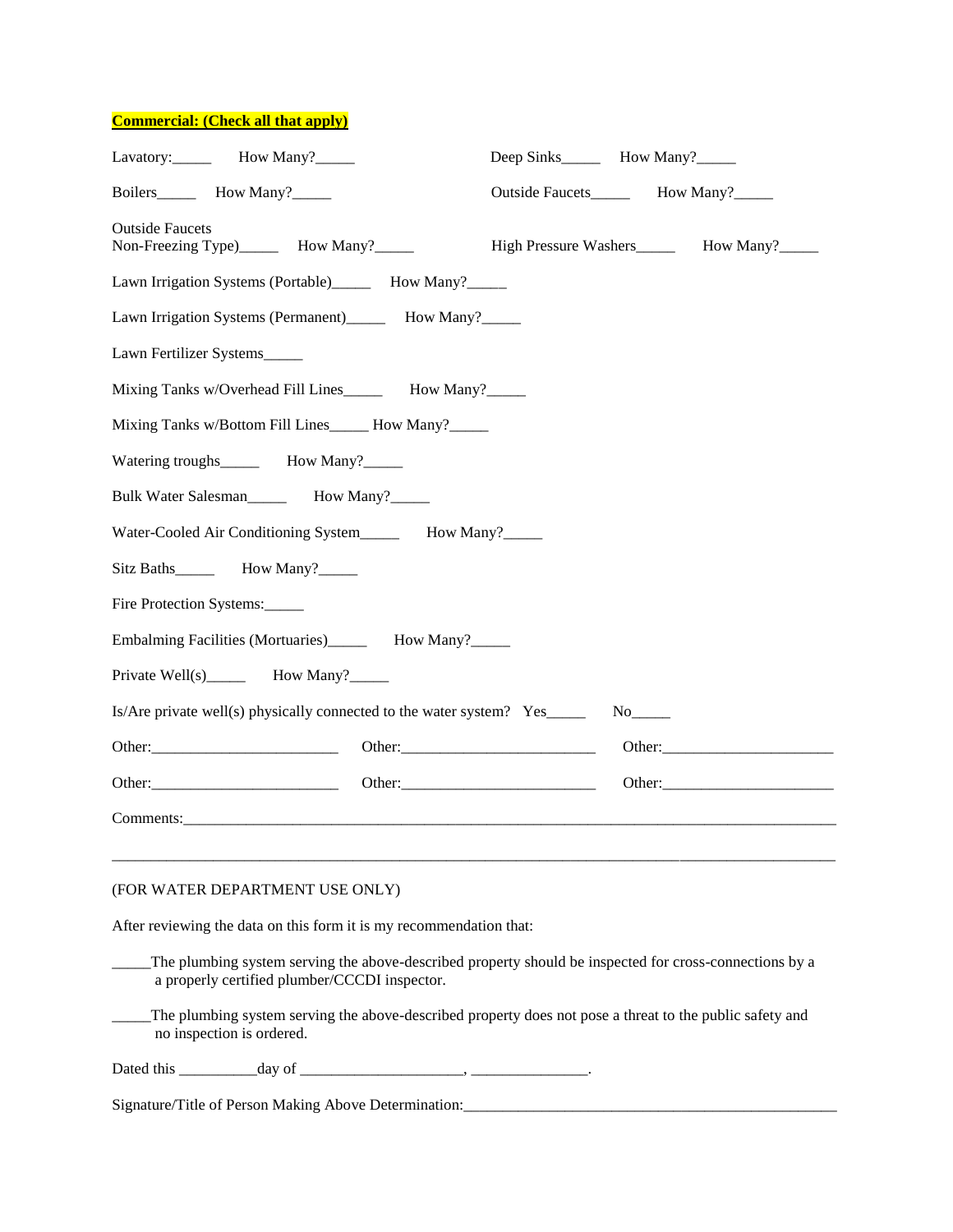**Commercial: (Check all that apply)**

Lavatory:_____ How Many?_____

Deep Sinks_____ How Many?_____

Boilers_____ How Many?_____

Outside Faucets_____ How Many?_____

Outside Faucets
Non-Freezing Type)_____ How Many?_____

High Pressure Washers_____ How Many?_____

Lawn Irrigation Systems (Portable)_____ How Many?_____

Lawn Irrigation Systems (Permanent)_____ How Many?_____

Lawn Fertilizer Systems_____

Mixing Tanks w/Overhead Fill Lines_____ How Many?_____

Mixing Tanks w/Bottom Fill Lines_____ How Many?_____

Watering troughs_____ How Many?_____

Bulk Water Salesman_____ How Many?_____

Water-Cooled Air Conditioning System_____ How Many?_____

Sitz Baths_____ How Many?_____

Fire Protection Systems:_____

Embalming Facilities (Mortuaries)_____ How Many?_____

Private Well(s)_____ How Many?_____

Is/Are private well(s) physically connected to the water system? Yes_____ No_____

Other:________________________ Other:_________________________ Other:______________________

Other:________________________ Other:_________________________ Other:______________________

Comments:______________________________________________________________________________

_______________________________________________________________________________________

(FOR WATER DEPARTMENT USE ONLY)

After reviewing the data on this form it is my recommendation that:

_____The plumbing system serving the above-described property should be inspected for cross-connections by a a properly certified plumber/CCCDI inspector.

_____The plumbing system serving the above-described property does not pose a threat to the public safety and no inspection is ordered.

Dated this __________day of _____________________, _______________.

Signature/Title of Person Making Above Determination:__________________________________________________